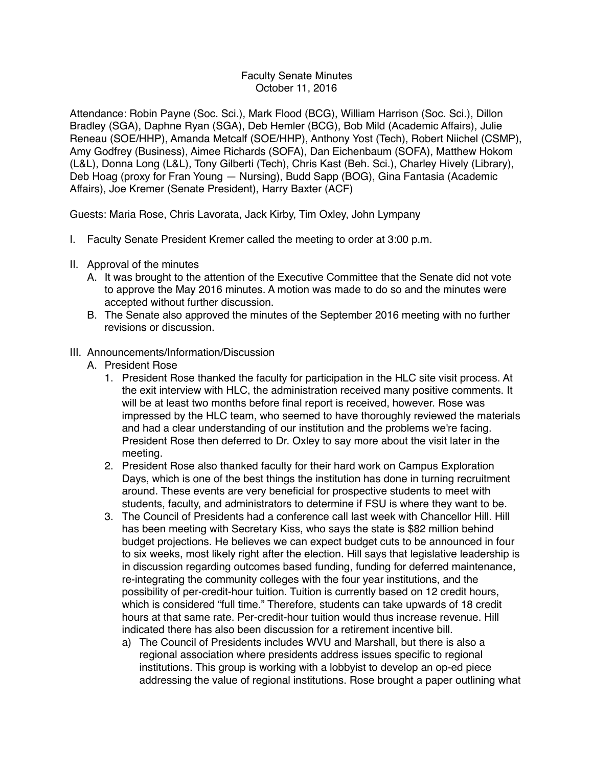# Faculty Senate Minutes
October 11, 2016

Attendance: Robin Payne (Soc. Sci.), Mark Flood (BCG), William Harrison (Soc. Sci.), Dillon Bradley (SGA), Daphne Ryan (SGA), Deb Hemler (BCG), Bob Mild (Academic Affairs), Julie Reneau (SOE/HHP), Amanda Metcalf (SOE/HHP), Anthony Yost (Tech), Robert Niichel (CSMP), Amy Godfrey (Business), Aimee Richards (SOFA), Dan Eichenbaum (SOFA), Matthew Hokom (L&L), Donna Long (L&L), Tony Gilberti (Tech), Chris Kast (Beh. Sci.), Charley Hively (Library), Deb Hoag (proxy for Fran Young — Nursing), Budd Sapp (BOG), Gina Fantasia (Academic Affairs), Joe Kremer (Senate President), Harry Baxter (ACF)

Guests: Maria Rose, Chris Lavorata, Jack Kirby, Tim Oxley, John Lympany

I. Faculty Senate President Kremer called the meeting to order at 3:00 p.m.

II. Approval of the minutes
   A. It was brought to the attention of the Executive Committee that the Senate did not vote to approve the May 2016 minutes. A motion was made to do so and the minutes were accepted without further discussion.
   B. The Senate also approved the minutes of the September 2016 meeting with no further revisions or discussion.

III. Announcements/Information/Discussion
   A. President Rose
      1. President Rose thanked the faculty for participation in the HLC site visit process. At the exit interview with HLC, the administration received many positive comments. It will be at least two months before final report is received, however. Rose was impressed by the HLC team, who seemed to have thoroughly reviewed the materials and had a clear understanding of our institution and the problems we're facing. President Rose then deferred to Dr. Oxley to say more about the visit later in the meeting.
      2. President Rose also thanked faculty for their hard work on Campus Exploration Days, which is one of the best things the institution has done in turning recruitment around. These events are very beneficial for prospective students to meet with students, faculty, and administrators to determine if FSU is where they want to be.
      3. The Council of Presidents had a conference call last week with Chancellor Hill. Hill has been meeting with Secretary Kiss, who says the state is $82 million behind budget projections. He believes we can expect budget cuts to be announced in four to six weeks, most likely right after the election. Hill says that legislative leadership is in discussion regarding outcomes based funding, funding for deferred maintenance, re-integrating the community colleges with the four year institutions, and the possibility of per-credit-hour tuition. Tuition is currently based on 12 credit hours, which is considered "full time." Therefore, students can take upwards of 18 credit hours at that same rate. Per-credit-hour tuition would thus increase revenue. Hill indicated there has also been discussion for a retirement incentive bill.
         a) The Council of Presidents includes WVU and Marshall, but there is also a regional association where presidents address issues specific to regional institutions. This group is working with a lobbyist to develop an op-ed piece addressing the value of regional institutions. Rose brought a paper outlining what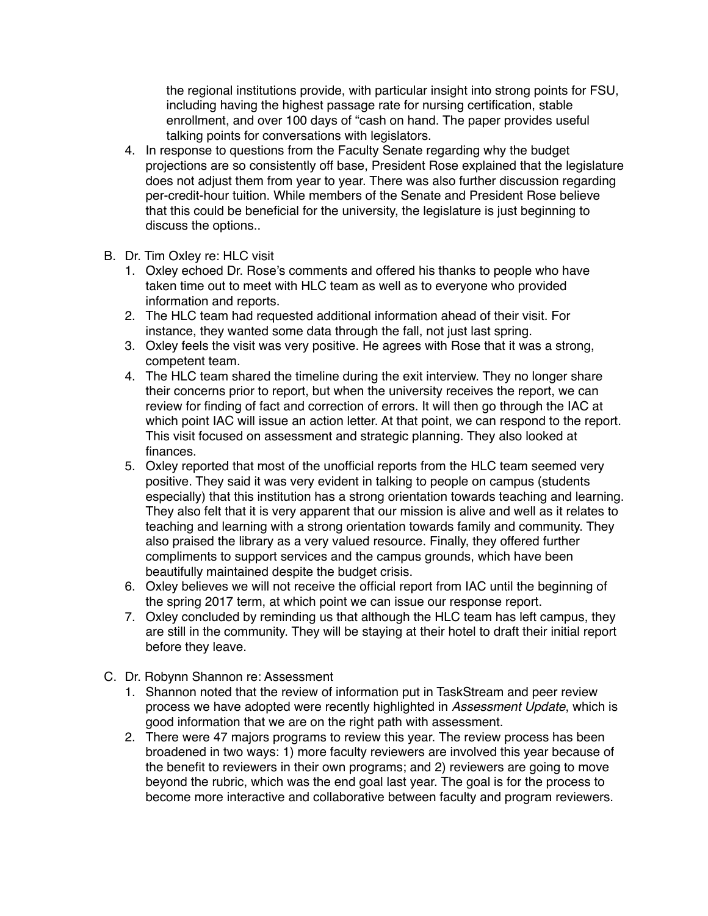the regional institutions provide, with particular insight into strong points for FSU, including having the highest passage rate for nursing certification, stable enrollment, and over 100 days of "cash on hand. The paper provides useful talking points for conversations with legislators.

4. In response to questions from the Faculty Senate regarding why the budget projections are so consistently off base, President Rose explained that the legislature does not adjust them from year to year. There was also further discussion regarding per-credit-hour tuition. While members of the Senate and President Rose believe that this could be beneficial for the university, the legislature is just beginning to discuss the options..

B. Dr. Tim Oxley re: HLC visit
   1. Oxley echoed Dr. Rose's comments and offered his thanks to people who have taken time out to meet with HLC team as well as to everyone who provided information and reports.
   2. The HLC team had requested additional information ahead of their visit. For instance, they wanted some data through the fall, not just last spring.
   3. Oxley feels the visit was very positive. He agrees with Rose that it was a strong, competent team.
   4. The HLC team shared the timeline during the exit interview. They no longer share their concerns prior to report, but when the university receives the report, we can review for finding of fact and correction of errors. It will then go through the IAC at which point IAC will issue an action letter. At that point, we can respond to the report. This visit focused on assessment and strategic planning. They also looked at finances.
   5. Oxley reported that most of the unofficial reports from the HLC team seemed very positive. They said it was very evident in talking to people on campus (students especially) that this institution has a strong orientation towards teaching and learning. They also felt that it is very apparent that our mission is alive and well as it relates to teaching and learning with a strong orientation towards family and community. They also praised the library as a very valued resource. Finally, they offered further compliments to support services and the campus grounds, which have been beautifully maintained despite the budget crisis.
   6. Oxley believes we will not receive the official report from IAC until the beginning of the spring 2017 term, at which point we can issue our response report.
   7. Oxley concluded by reminding us that although the HLC team has left campus, they are still in the community. They will be staying at their hotel to draft their initial report before they leave.

C. Dr. Robynn Shannon re: Assessment
   1. Shannon noted that the review of information put in TaskStream and peer review process we have adopted were recently highlighted in *Assessment Update*, which is good information that we are on the right path with assessment.
   2. There were 47 majors programs to review this year. The review process has been broadened in two ways: 1) more faculty reviewers are involved this year because of the benefit to reviewers in their own programs; and 2) reviewers are going to move beyond the rubric, which was the end goal last year. The goal is for the process to become more interactive and collaborative between faculty and program reviewers.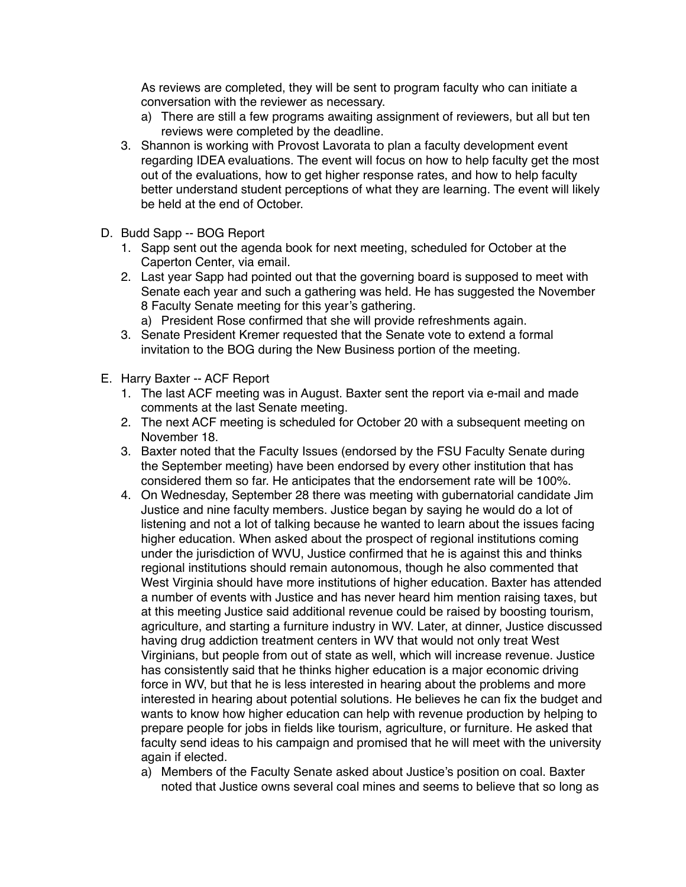As reviews are completed, they will be sent to program faculty who can initiate a conversation with the reviewer as necessary.

   a) There are still a few programs awaiting assignment of reviewers, but all but ten reviews were completed by the deadline.

3. Shannon is working with Provost Lavorata to plan a faculty development event regarding IDEA evaluations. The event will focus on how to help faculty get the most out of the evaluations, how to get higher response rates, and how to help faculty better understand student perceptions of what they are learning. The event will likely be held at the end of October.

D. Budd Sapp -- BOG Report

1. Sapp sent out the agenda book for next meeting, scheduled for October at the Caperton Center, via email.
2. Last year Sapp had pointed out that the governing board is supposed to meet with Senate each year and such a gathering was held. He has suggested the November 8 Faculty Senate meeting for this year's gathering.
   a) President Rose confirmed that she will provide refreshments again.
3. Senate President Kremer requested that the Senate vote to extend a formal invitation to the BOG during the New Business portion of the meeting.

E. Harry Baxter -- ACF Report

1. The last ACF meeting was in August. Baxter sent the report via e-mail and made comments at the last Senate meeting.
2. The next ACF meeting is scheduled for October 20 with a subsequent meeting on November 18.
3. Baxter noted that the Faculty Issues (endorsed by the FSU Faculty Senate during the September meeting) have been endorsed by every other institution that has considered them so far. He anticipates that the endorsement rate will be 100%.
4. On Wednesday, September 28 there was meeting with gubernatorial candidate Jim Justice and nine faculty members. Justice began by saying he would do a lot of listening and not a lot of talking because he wanted to learn about the issues facing higher education. When asked about the prospect of regional institutions coming under the jurisdiction of WVU, Justice confirmed that he is against this and thinks regional institutions should remain autonomous, though he also commented that West Virginia should have more institutions of higher education. Baxter has attended a number of events with Justice and has never heard him mention raising taxes, but at this meeting Justice said additional revenue could be raised by boosting tourism, agriculture, and starting a furniture industry in WV. Later, at dinner, Justice discussed having drug addiction treatment centers in WV that would not only treat West Virginians, but people from out of state as well, which will increase revenue. Justice has consistently said that he thinks higher education is a major economic driving force in WV, but that he is less interested in hearing about the problems and more interested in hearing about potential solutions. He believes he can fix the budget and wants to know how higher education can help with revenue production by helping to prepare people for jobs in fields like tourism, agriculture, or furniture. He asked that faculty send ideas to his campaign and promised that he will meet with the university again if elected.
   a) Members of the Faculty Senate asked about Justice's position on coal. Baxter noted that Justice owns several coal mines and seems to believe that so long as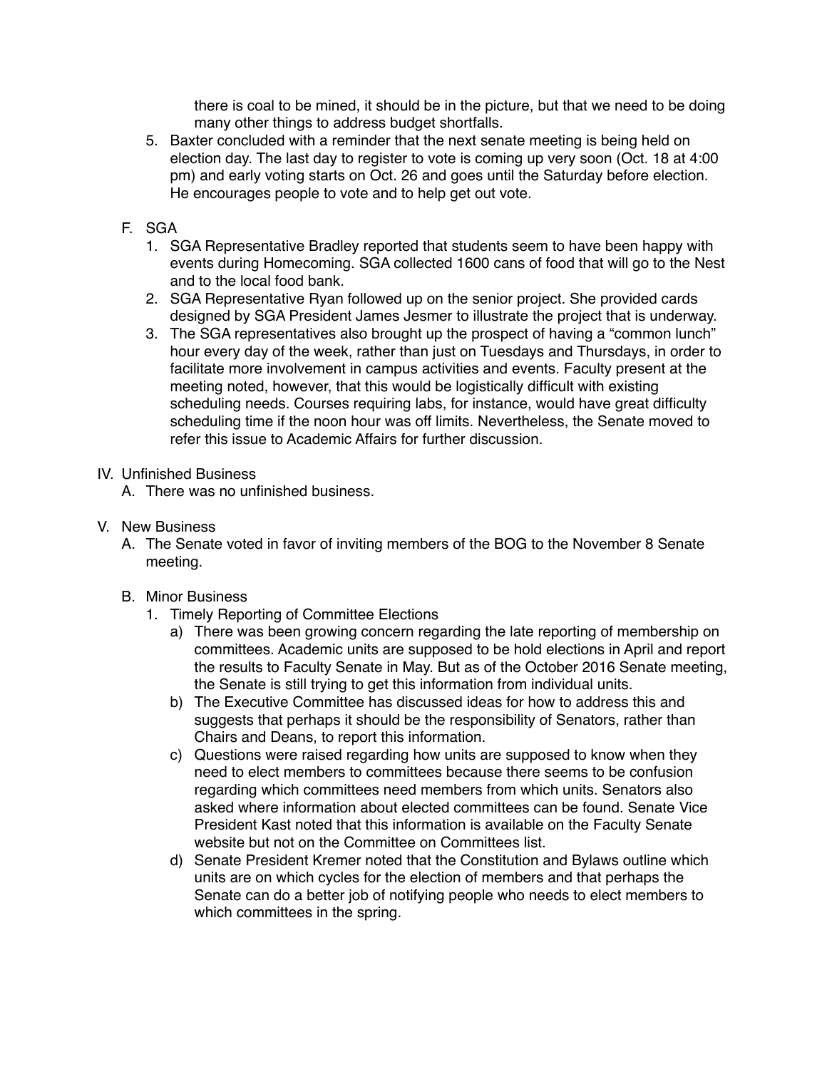there is coal to be mined, it should be in the picture, but that we need to be doing many other things to address budget shortfalls.

5. Baxter concluded with a reminder that the next senate meeting is being held on election day. The last day to register to vote is coming up very soon (Oct. 18 at 4:00 pm) and early voting starts on Oct. 26 and goes until the Saturday before election. He encourages people to vote and to help get out vote.

F. SGA
   1. SGA Representative Bradley reported that students seem to have been happy with events during Homecoming. SGA collected 1600 cans of food that will go to the Nest and to the local food bank.
   2. SGA Representative Ryan followed up on the senior project. She provided cards designed by SGA President James Jesmer to illustrate the project that is underway.
   3. The SGA representatives also brought up the prospect of having a "common lunch" hour every day of the week, rather than just on Tuesdays and Thursdays, in order to facilitate more involvement in campus activities and events. Faculty present at the meeting noted, however, that this would be logistically difficult with existing scheduling needs. Courses requiring labs, for instance, would have great difficulty scheduling time if the noon hour was off limits. Nevertheless, the Senate moved to refer this issue to Academic Affairs for further discussion.

IV. Unfinished Business
   A. There was no unfinished business.

V. New Business
   A. The Senate voted in favor of inviting members of the BOG to the November 8 Senate meeting.

   B. Minor Business
      1. Timely Reporting of Committee Elections
         a) There was been growing concern regarding the late reporting of membership on committees. Academic units are supposed to be hold elections in April and report the results to Faculty Senate in May. But as of the October 2016 Senate meeting, the Senate is still trying to get this information from individual units.
         b) The Executive Committee has discussed ideas for how to address this and suggests that perhaps it should be the responsibility of Senators, rather than Chairs and Deans, to report this information.
         c) Questions were raised regarding how units are supposed to know when they need to elect members to committees because there seems to be confusion regarding which committees need members from which units. Senators also asked where information about elected committees can be found. Senate Vice President Kast noted that this information is available on the Faculty Senate website but not on the Committee on Committees list.
         d) Senate President Kremer noted that the Constitution and Bylaws outline which units are on which cycles for the election of members and that perhaps the Senate can do a better job of notifying people who needs to elect members to which committees in the spring.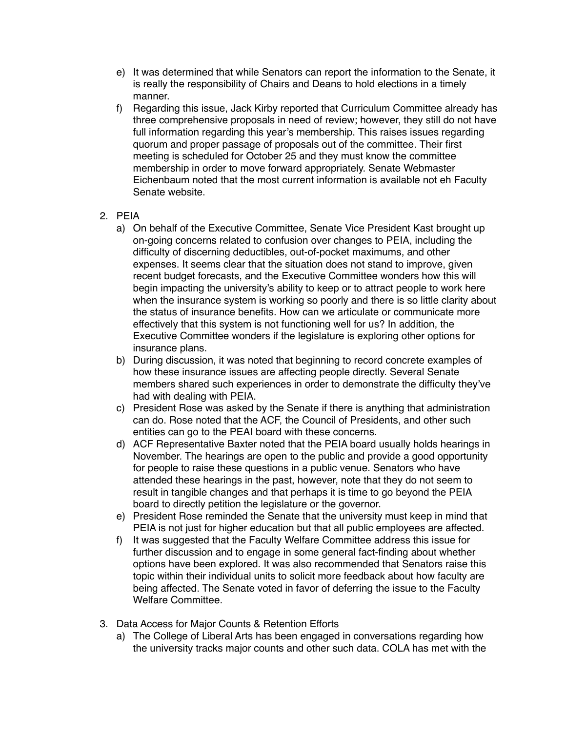e) It was determined that while Senators can report the information to the Senate, it is really the responsibility of Chairs and Deans to hold elections in a timely manner.

f) Regarding this issue, Jack Kirby reported that Curriculum Committee already has three comprehensive proposals in need of review; however, they still do not have full information regarding this year's membership. This raises issues regarding quorum and proper passage of proposals out of the committee. Their first meeting is scheduled for October 25 and they must know the committee membership in order to move forward appropriately. Senate Webmaster Eichenbaum noted that the most current information is available not eh Faculty Senate website.

2. PEIA

   a) On behalf of the Executive Committee, Senate Vice President Kast brought up on-going concerns related to confusion over changes to PEIA, including the difficulty of discerning deductibles, out-of-pocket maximums, and other expenses. It seems clear that the situation does not stand to improve, given recent budget forecasts, and the Executive Committee wonders how this will begin impacting the university's ability to keep or to attract people to work here when the insurance system is working so poorly and there is so little clarity about the status of insurance benefits. How can we articulate or communicate more effectively that this system is not functioning well for us? In addition, the Executive Committee wonders if the legislature is exploring other options for insurance plans.

   b) During discussion, it was noted that beginning to record concrete examples of how these insurance issues are affecting people directly. Several Senate members shared such experiences in order to demonstrate the difficulty they've had with dealing with PEIA.

   c) President Rose was asked by the Senate if there is anything that administration can do. Rose noted that the ACF, the Council of Presidents, and other such entities can go to the PEAI board with these concerns.

   d) ACF Representative Baxter noted that the PEIA board usually holds hearings in November. The hearings are open to the public and provide a good opportunity for people to raise these questions in a public venue. Senators who have attended these hearings in the past, however, note that they do not seem to result in tangible changes and that perhaps it is time to go beyond the PEIA board to directly petition the legislature or the governor.

   e) President Rose reminded the Senate that the university must keep in mind that PEIA is not just for higher education but that all public employees are affected.

   f) It was suggested that the Faculty Welfare Committee address this issue for further discussion and to engage in some general fact-finding about whether options have been explored. It was also recommended that Senators raise this topic within their individual units to solicit more feedback about how faculty are being affected. The Senate voted in favor of deferring the issue to the Faculty Welfare Committee.

3. Data Access for Major Counts & Retention Efforts

   a) The College of Liberal Arts has been engaged in conversations regarding how the university tracks major counts and other such data. COLA has met with the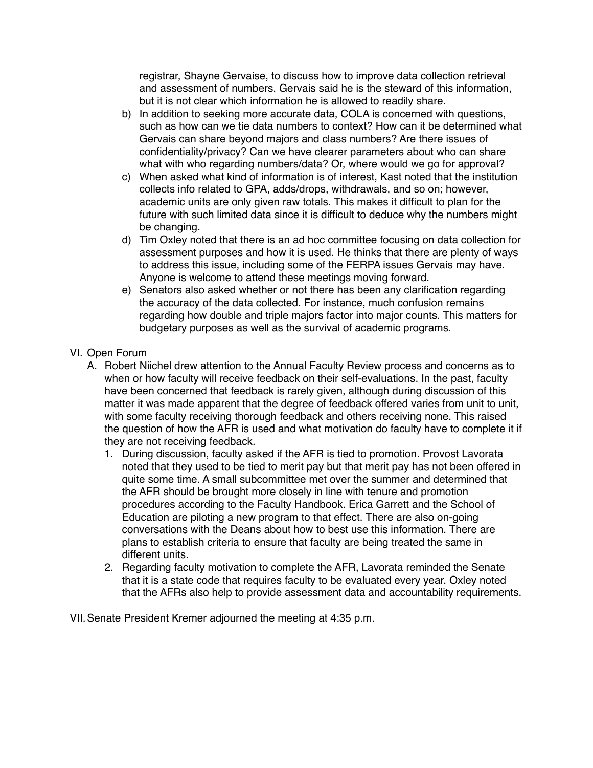registrar, Shayne Gervaise, to discuss how to improve data collection retrieval and assessment of numbers. Gervais said he is the steward of this information, but it is not clear which information he is allowed to readily share.

b) In addition to seeking more accurate data, COLA is concerned with questions, such as how can we tie data numbers to context? How can it be determined what Gervais can share beyond majors and class numbers? Are there issues of confidentiality/privacy? Can we have clearer parameters about who can share what with who regarding numbers/data? Or, where would we go for approval?

c) When asked what kind of information is of interest, Kast noted that the institution collects info related to GPA, adds/drops, withdrawals, and so on; however, academic units are only given raw totals. This makes it difficult to plan for the future with such limited data since it is difficult to deduce why the numbers might be changing.

d) Tim Oxley noted that there is an ad hoc committee focusing on data collection for assessment purposes and how it is used. He thinks that there are plenty of ways to address this issue, including some of the FERPA issues Gervais may have. Anyone is welcome to attend these meetings moving forward.

e) Senators also asked whether or not there has been any clarification regarding the accuracy of the data collected. For instance, much confusion remains regarding how double and triple majors factor into major counts. This matters for budgetary purposes as well as the survival of academic programs.

VI. Open Forum

A. Robert Niichel drew attention to the Annual Faculty Review process and concerns as to when or how faculty will receive feedback on their self-evaluations. In the past, faculty have been concerned that feedback is rarely given, although during discussion of this matter it was made apparent that the degree of feedback offered varies from unit to unit, with some faculty receiving thorough feedback and others receiving none. This raised the question of how the AFR is used and what motivation do faculty have to complete it if they are not receiving feedback.

1. During discussion, faculty asked if the AFR is tied to promotion. Provost Lavorata noted that they used to be tied to merit pay but that merit pay has not been offered in quite some time. A small subcommittee met over the summer and determined that the AFR should be brought more closely in line with tenure and promotion procedures according to the Faculty Handbook. Erica Garrett and the School of Education are piloting a new program to that effect. There are also on-going conversations with the Deans about how to best use this information. There are plans to establish criteria to ensure that faculty are being treated the same in different units.

2. Regarding faculty motivation to complete the AFR, Lavorata reminded the Senate that it is a state code that requires faculty to be evaluated every year. Oxley noted that the AFRs also help to provide assessment data and accountability requirements.

VII. Senate President Kremer adjourned the meeting at 4:35 p.m.